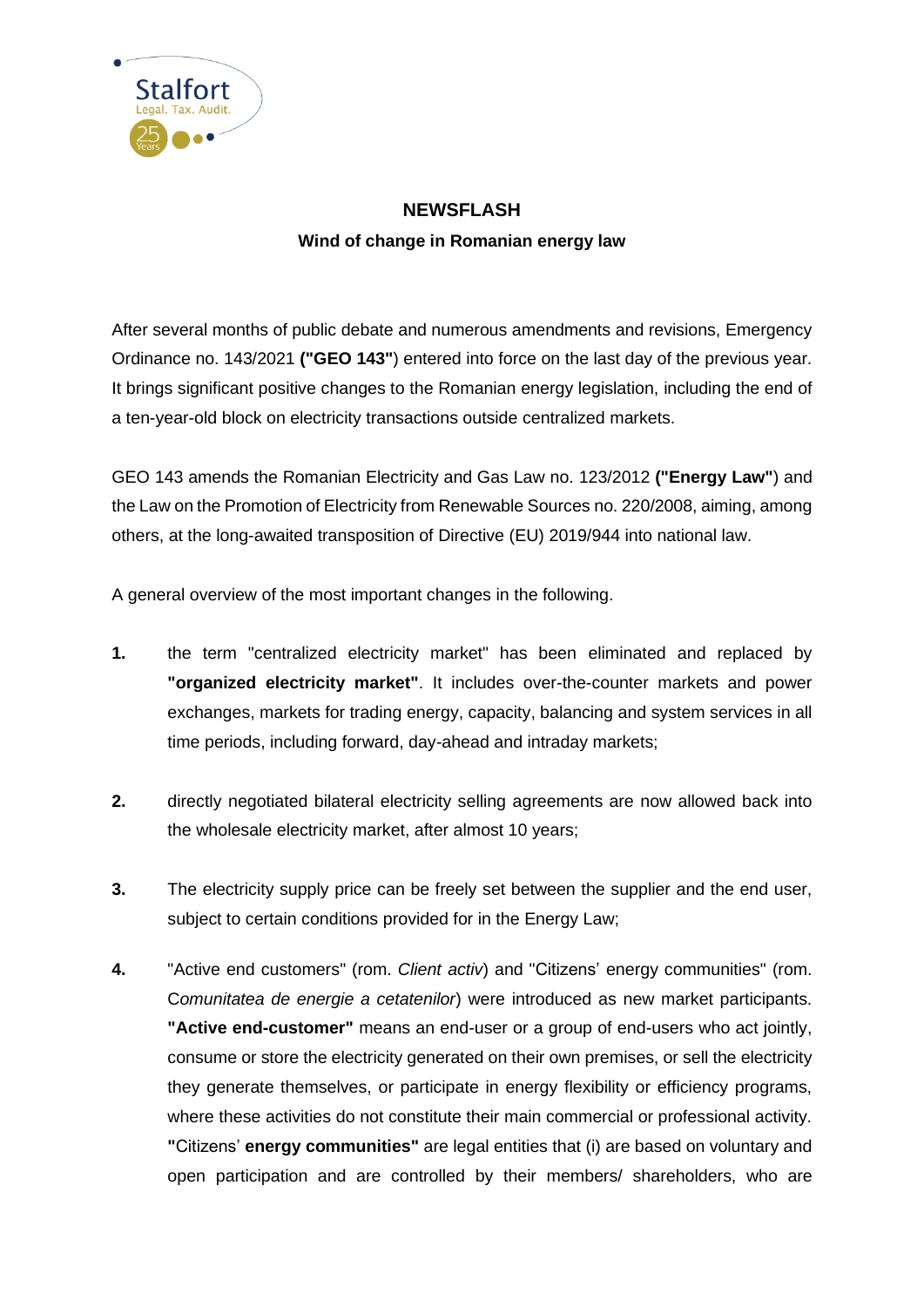**NEWSFLASH**

**Wind of change in Romanian energy law**

After several months of public debate and numerous amendments and revisions, Emergency Ordinance no. 143/2021 **("GEO 143"**) entered into force on the last day of the previous year. It brings significant positive changes to the Romanian energy legislation, including the end of a ten-year-old block on electricity transactions outside centralized markets.

GEO 143 amends the Romanian Electricity and Gas Law no. 123/2012 **("Energy Law"**) and the Law on the Promotion of Electricity from Renewable Sources no. 220/2008, aiming, among others, at the long-awaited transposition of Directive (EU) 2019/944 into national law.

A general overview of the most important changes in the following.

1. the term "centralized electricity market" has been eliminated and replaced by **"organized electricity market"**. It includes over-the-counter markets and power exchanges, markets for trading energy, capacity, balancing and system services in all time periods, including forward, day-ahead and intraday markets;

2. directly negotiated bilateral electricity selling agreements are now allowed back into the wholesale electricity market, after almost 10 years;

3. The electricity supply price can be freely set between the supplier and the end user, subject to certain conditions provided for in the Energy Law;

4. "Active end customers" (rom. *Client activ*) and "Citizens' energy communities" (rom. C*omunitatea de energie a cetatenilor*) were introduced as new market participants. **"Active end-customer"** means an end-user or a group of end-users who act jointly, consume or store the electricity generated on their own premises, or sell the electricity they generate themselves, or participate in energy flexibility or efficiency programs, where these activities do not constitute their main commercial or professional activity. **"**Citizens' **energy communities"** are legal entities that (i) are based on voluntary and open participation and are controlled by their members/ shareholders, who are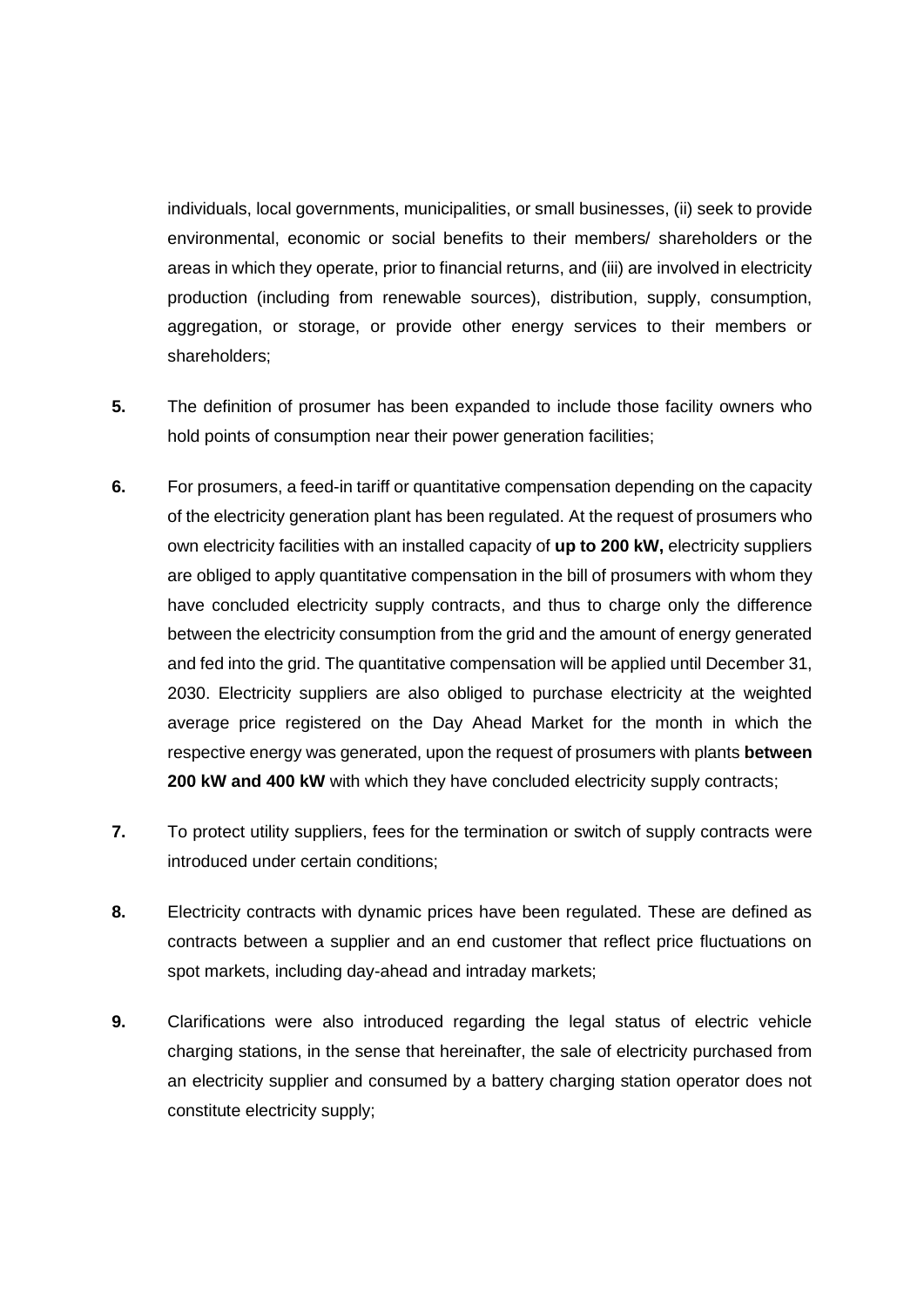individuals, local governments, municipalities, or small businesses, (ii) seek to provide environmental, economic or social benefits to their members/ shareholders or the areas in which they operate, prior to financial returns, and (iii) are involved in electricity production (including from renewable sources), distribution, supply, consumption, aggregation, or storage, or provide other energy services to their members or shareholders;

**5.** The definition of prosumer has been expanded to include those facility owners who hold points of consumption near their power generation facilities;

**6.** For prosumers, a feed-in tariff or quantitative compensation depending on the capacity of the electricity generation plant has been regulated. At the request of prosumers who own electricity facilities with an installed capacity of **up to 200 kW,** electricity suppliers are obliged to apply quantitative compensation in the bill of prosumers with whom they have concluded electricity supply contracts, and thus to charge only the difference between the electricity consumption from the grid and the amount of energy generated and fed into the grid. The quantitative compensation will be applied until December 31, 2030. Electricity suppliers are also obliged to purchase electricity at the weighted average price registered on the Day Ahead Market for the month in which the respective energy was generated, upon the request of prosumers with plants **between 200 kW and 400 kW** with which they have concluded electricity supply contracts;

**7.** To protect utility suppliers, fees for the termination or switch of supply contracts were introduced under certain conditions;

**8.** Electricity contracts with dynamic prices have been regulated. These are defined as contracts between a supplier and an end customer that reflect price fluctuations on spot markets, including day-ahead and intraday markets;

**9.** Clarifications were also introduced regarding the legal status of electric vehicle charging stations, in the sense that hereinafter, the sale of electricity purchased from an electricity supplier and consumed by a battery charging station operator does not constitute electricity supply;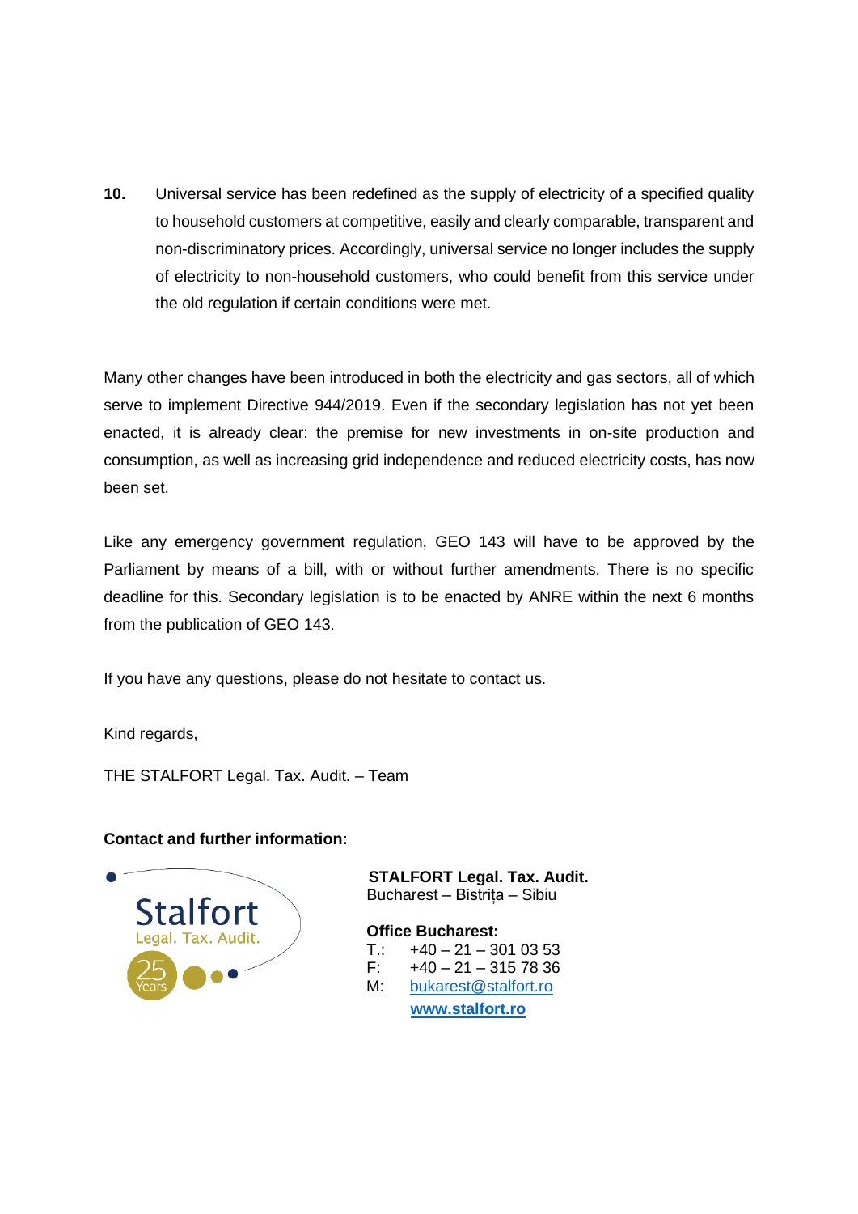**10.** Universal service has been redefined as the supply of electricity of a specified quality to household customers at competitive, easily and clearly comparable, transparent and non-discriminatory prices. Accordingly, universal service no longer includes the supply of electricity to non-household customers, who could benefit from this service under the old regulation if certain conditions were met.

Many other changes have been introduced in both the electricity and gas sectors, all of which serve to implement Directive 944/2019. Even if the secondary legislation has not yet been enacted, it is already clear: the premise for new investments in on-site production and consumption, as well as increasing grid independence and reduced electricity costs, has now been set.

Like any emergency government regulation, GEO 143 will have to be approved by the Parliament by means of a bill, with or without further amendments. There is no specific deadline for this. Secondary legislation is to be enacted by ANRE within the next 6 months from the publication of GEO 143.

If you have any questions, please do not hesitate to contact us.

Kind regards,

THE STALFORT Legal. Tax. Audit. – Team

**Contact and further information:**

Stalfort
Legal. Tax. Audit.
25 Years

**STALFORT Legal. Tax. Audit.**
Bucharest – Bistrița – Sibiu

**Office Bucharest:**
T.: +40 – 21 – 301 03 53
F: +40 – 21 – 315 78 36
M: bukarest@stalfort.ro
**www.stalfort.ro**